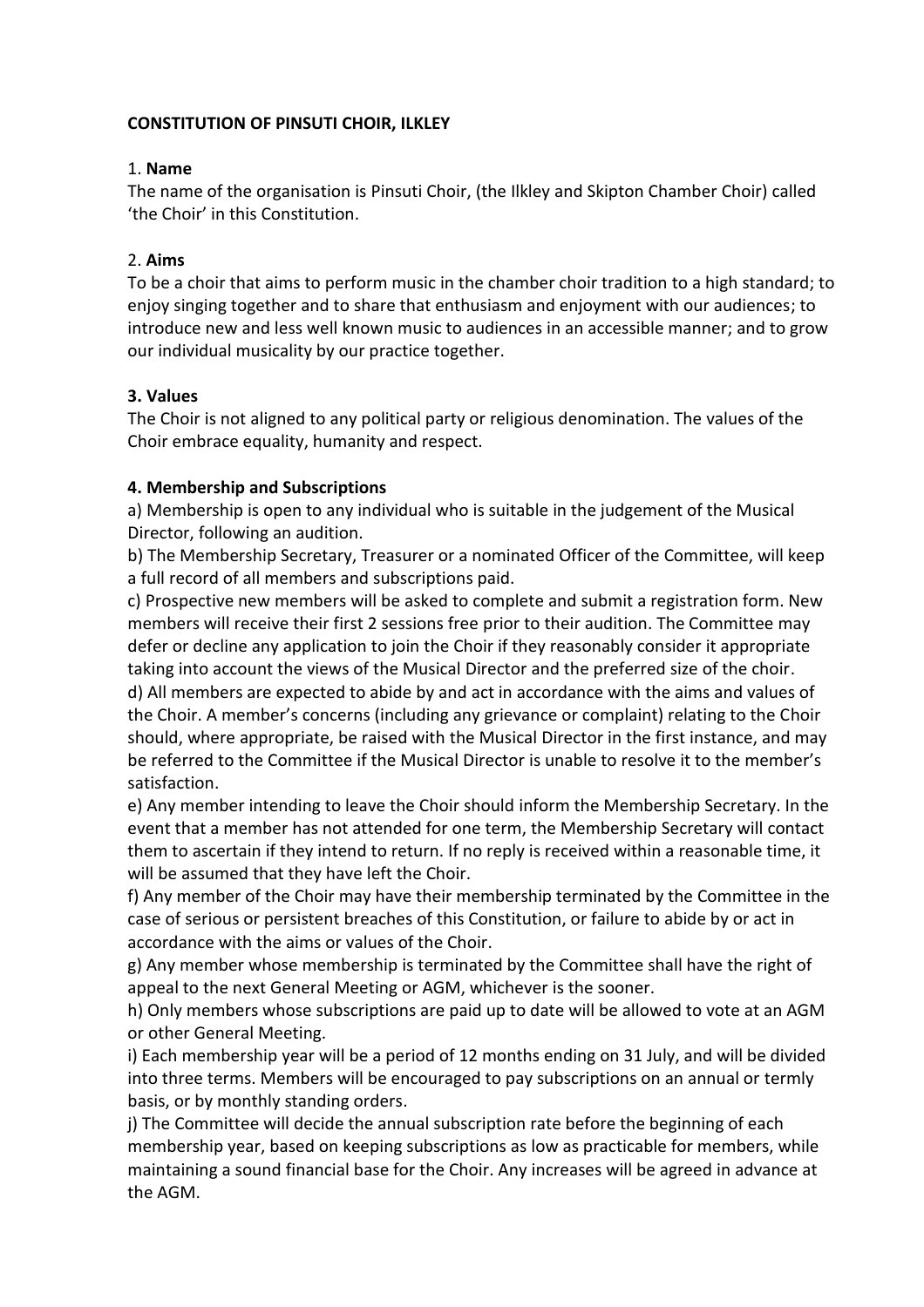**CONSTITUTION OF PINSUTI CHOIR, ILKLEY**

1. **Name**
The name of the organisation is Pinsuti Choir, (the Ilkley and Skipton Chamber Choir) called 'the Choir' in this Constitution.

2. **Aims**
To be a choir that aims to perform music in the chamber choir tradition to a high standard; to enjoy singing together and to share that enthusiasm and enjoyment with our audiences; to introduce new and less well known music to audiences in an accessible manner; and to grow our individual musicality by our practice together.

**3. Values**
The Choir is not aligned to any political party or religious denomination. The values of the Choir embrace equality, humanity and respect.

**4. Membership and Subscriptions**
a) Membership is open to any individual who is suitable in the judgement of the Musical Director, following an audition.
b) The Membership Secretary, Treasurer or a nominated Officer of the Committee, will keep a full record of all members and subscriptions paid.
c) Prospective new members will be asked to complete and submit a registration form. New members will receive their first 2 sessions free prior to their audition. The Committee may defer or decline any application to join the Choir if they reasonably consider it appropriate taking into account the views of the Musical Director and the preferred size of the choir.
d) All members are expected to abide by and act in accordance with the aims and values of the Choir. A member's concerns (including any grievance or complaint) relating to the Choir should, where appropriate, be raised with the Musical Director in the first instance, and may be referred to the Committee if the Musical Director is unable to resolve it to the member's satisfaction.
e) Any member intending to leave the Choir should inform the Membership Secretary. In the event that a member has not attended for one term, the Membership Secretary will contact them to ascertain if they intend to return. If no reply is received within a reasonable time, it will be assumed that they have left the Choir.
f) Any member of the Choir may have their membership terminated by the Committee in the case of serious or persistent breaches of this Constitution, or failure to abide by or act in accordance with the aims or values of the Choir.
g) Any member whose membership is terminated by the Committee shall have the right of appeal to the next General Meeting or AGM, whichever is the sooner.
h) Only members whose subscriptions are paid up to date will be allowed to vote at an AGM or other General Meeting.
i) Each membership year will be a period of 12 months ending on 31 July, and will be divided into three terms. Members will be encouraged to pay subscriptions on an annual or termly basis, or by monthly standing orders.
j) The Committee will decide the annual subscription rate before the beginning of each membership year, based on keeping subscriptions as low as practicable for members, while maintaining a sound financial base for the Choir. Any increases will be agreed in advance at the AGM.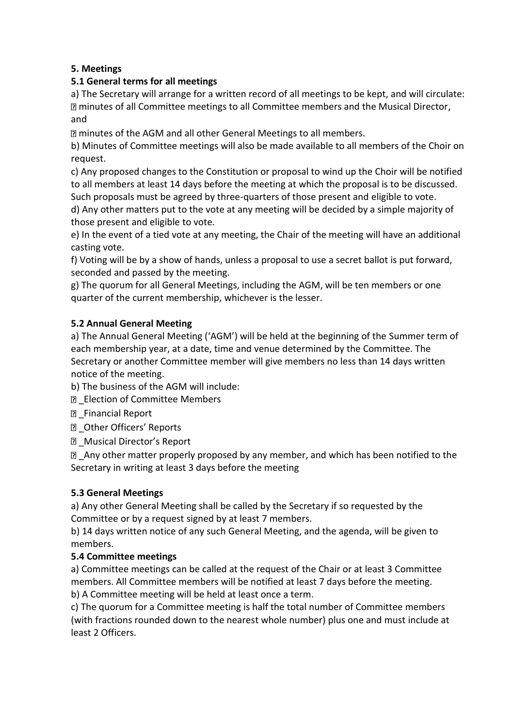## 5. Meetings

### 5.1 General terms for all meetings

a) The Secretary will arrange for a written record of all meetings to be kept, and will circulate:

- minutes of all Committee meetings to all Committee members and the Musical Director, and
- minutes of the AGM and all other General Meetings to all members.

b) Minutes of Committee meetings will also be made available to all members of the Choir on request.

c) Any proposed changes to the Constitution or proposal to wind up the Choir will be notified to all members at least 14 days before the meeting at which the proposal is to be discussed. Such proposals must be agreed by three-quarters of those present and eligible to vote.

d) Any other matters put to the vote at any meeting will be decided by a simple majority of those present and eligible to vote.

e) In the event of a tied vote at any meeting, the Chair of the meeting will have an additional casting vote.

f) Voting will be by a show of hands, unless a proposal to use a secret ballot is put forward, seconded and passed by the meeting.

g) The quorum for all General Meetings, including the AGM, will be ten members or one quarter of the current membership, whichever is the lesser.

### 5.2 Annual General Meeting

a) The Annual General Meeting ('AGM') will be held at the beginning of the Summer term of each membership year, at a date, time and venue determined by the Committee. The Secretary or another Committee member will give members no less than 14 days written notice of the meeting.

b) The business of the AGM will include:

- _Election of Committee Members
- _Financial Report
- _Other Officers' Reports
- _Musical Director's Report
- _Any other matter properly proposed by any member, and which has been notified to the Secretary in writing at least 3 days before the meeting

### 5.3 General Meetings

a) Any other General Meeting shall be called by the Secretary if so requested by the Committee or by a request signed by at least 7 members.

b) 14 days written notice of any such General Meeting, and the agenda, will be given to members.

### 5.4 Committee meetings

a) Committee meetings can be called at the request of the Chair or at least 3 Committee members. All Committee members will be notified at least 7 days before the meeting.

b) A Committee meeting will be held at least once a term.

c) The quorum for a Committee meeting is half the total number of Committee members (with fractions rounded down to the nearest whole number) plus one and must include at least 2 Officers.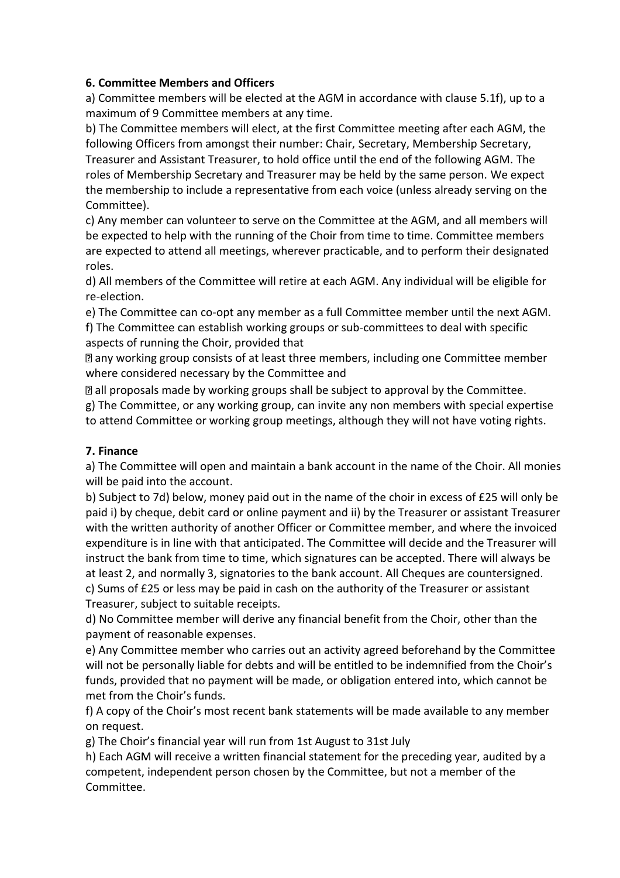**6. Committee Members and Officers**

a) Committee members will be elected at the AGM in accordance with clause 5.1f), up to a maximum of 9 Committee members at any time.

b) The Committee members will elect, at the first Committee meeting after each AGM, the following Officers from amongst their number: Chair, Secretary, Membership Secretary, Treasurer and Assistant Treasurer, to hold office until the end of the following AGM. The roles of Membership Secretary and Treasurer may be held by the same person. We expect the membership to include a representative from each voice (unless already serving on the Committee).

c) Any member can volunteer to serve on the Committee at the AGM, and all members will be expected to help with the running of the Choir from time to time. Committee members are expected to attend all meetings, wherever practicable, and to perform their designated roles.

d) All members of the Committee will retire at each AGM. Any individual will be eligible for re-election.

e) The Committee can co-opt any member as a full Committee member until the next AGM.

f) The Committee can establish working groups or sub-committees to deal with specific aspects of running the Choir, provided that

- any working group consists of at least three members, including one Committee member where considered necessary by the Committee and
- all proposals made by working groups shall be subject to approval by the Committee.

g) The Committee, or any working group, can invite any non members with special expertise to attend Committee or working group meetings, although they will not have voting rights.

**7. Finance**

a) The Committee will open and maintain a bank account in the name of the Choir. All monies will be paid into the account.

b) Subject to 7d) below, money paid out in the name of the choir in excess of £25 will only be paid i) by cheque, debit card or online payment and ii) by the Treasurer or assistant Treasurer with the written authority of another Officer or Committee member, and where the invoiced expenditure is in line with that anticipated. The Committee will decide and the Treasurer will instruct the bank from time to time, which signatures can be accepted. There will always be at least 2, and normally 3, signatories to the bank account. All Cheques are countersigned.

c) Sums of £25 or less may be paid in cash on the authority of the Treasurer or assistant Treasurer, subject to suitable receipts.

d) No Committee member will derive any financial benefit from the Choir, other than the payment of reasonable expenses.

e) Any Committee member who carries out an activity agreed beforehand by the Committee will not be personally liable for debts and will be entitled to be indemnified from the Choir's funds, provided that no payment will be made, or obligation entered into, which cannot be met from the Choir's funds.

f) A copy of the Choir's most recent bank statements will be made available to any member on request.

g) The Choir's financial year will run from 1st August to 31st July

h) Each AGM will receive a written financial statement for the preceding year, audited by a competent, independent person chosen by the Committee, but not a member of the Committee.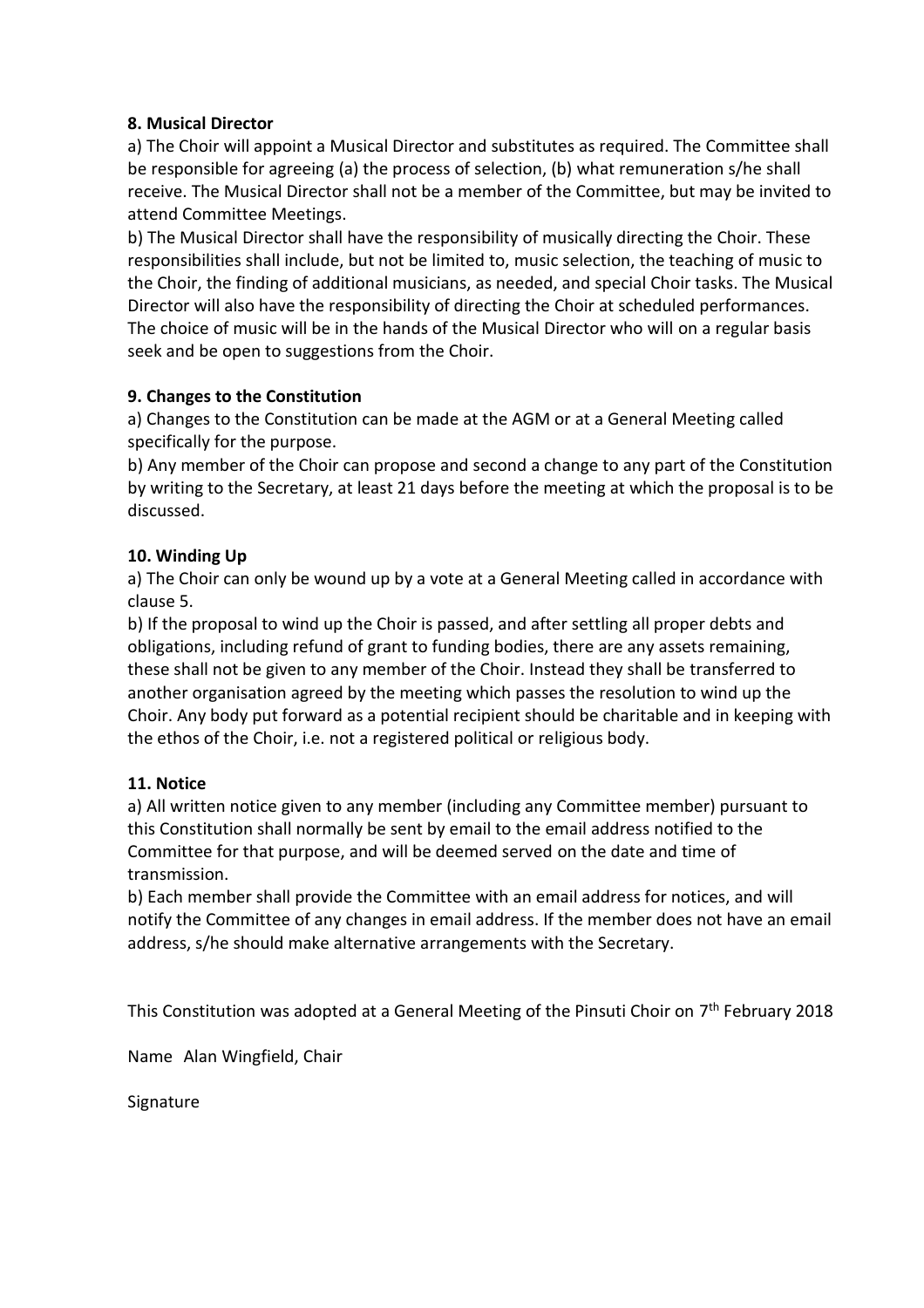**8. Musical Director**

a) The Choir will appoint a Musical Director and substitutes as required. The Committee shall be responsible for agreeing (a) the process of selection, (b) what remuneration s/he shall receive. The Musical Director shall not be a member of the Committee, but may be invited to attend Committee Meetings.

b) The Musical Director shall have the responsibility of musically directing the Choir. These responsibilities shall include, but not be limited to, music selection, the teaching of music to the Choir, the finding of additional musicians, as needed, and special Choir tasks. The Musical Director will also have the responsibility of directing the Choir at scheduled performances. The choice of music will be in the hands of the Musical Director who will on a regular basis seek and be open to suggestions from the Choir.

**9. Changes to the Constitution**

a) Changes to the Constitution can be made at the AGM or at a General Meeting called specifically for the purpose.

b) Any member of the Choir can propose and second a change to any part of the Constitution by writing to the Secretary, at least 21 days before the meeting at which the proposal is to be discussed.

**10. Winding Up**

a) The Choir can only be wound up by a vote at a General Meeting called in accordance with clause 5.

b) If the proposal to wind up the Choir is passed, and after settling all proper debts and obligations, including refund of grant to funding bodies, there are any assets remaining, these shall not be given to any member of the Choir. Instead they shall be transferred to another organisation agreed by the meeting which passes the resolution to wind up the Choir. Any body put forward as a potential recipient should be charitable and in keeping with the ethos of the Choir, i.e. not a registered political or religious body.

**11. Notice**

a) All written notice given to any member (including any Committee member) pursuant to this Constitution shall normally be sent by email to the email address notified to the Committee for that purpose, and will be deemed served on the date and time of transmission.

b) Each member shall provide the Committee with an email address for notices, and will notify the Committee of any changes in email address. If the member does not have an email address, s/he should make alternative arrangements with the Secretary.

This Constitution was adopted at a General Meeting of the Pinsuti Choir on 7th February 2018

Name Alan Wingfield, Chair

Signature